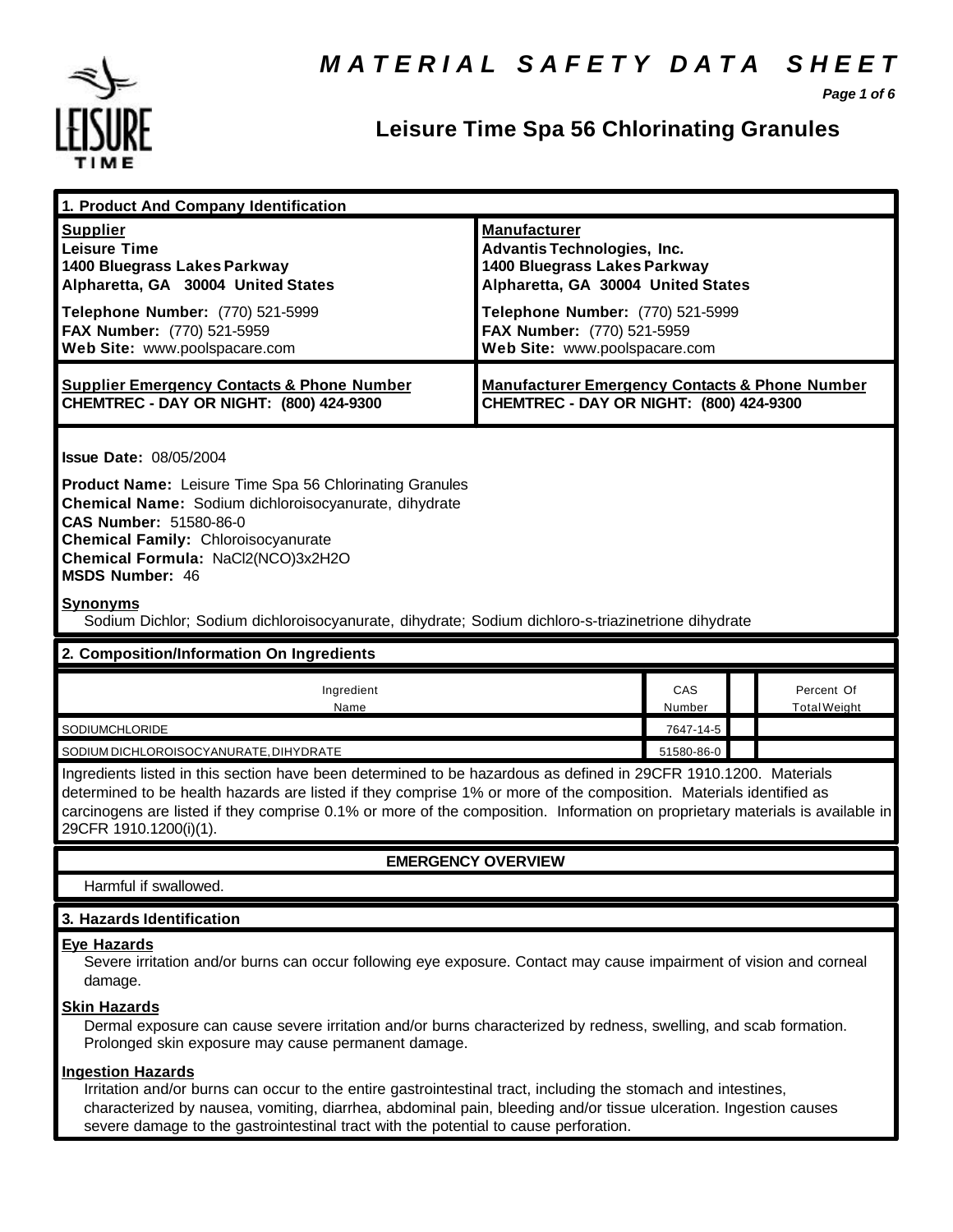# MATERIAL SAFETY DATA SHEET

## Leisure Time Spa 56 Chlorinating Granules

### 1. Product And Company Identification

| **Supplier** | **Manufacturer** |
| --- | --- |
| **Leisure Time** | **Advantis Technologies, Inc.** |
| **1400 Bluegrass Lakes Parkway** | **1400 Bluegrass Lakes Parkway** |
| **Alpharetta, GA 30004 United States** | **Alpharetta, GA 30004 United States** |
| **Telephone Number:** (770) 521-5999 | **Telephone Number:** (770) 521-5999 |
| **FAX Number:** (770) 521-5959 | **FAX Number:** (770) 521-5959 |
| **Web Site:** www.poolspacare.com | **Web Site:** www.poolspacare.com |
| **Supplier Emergency Contacts & Phone Number** | **Manufacturer Emergency Contacts & Phone Number** |
| **CHEMTREC - DAY OR NIGHT: (800) 424-9300** | **CHEMTREC - DAY OR NIGHT: (800) 424-9300** |

**Issue Date:** 08/05/2004

**Product Name:** Leisure Time Spa 56 Chlorinating Granules
**Chemical Name:** Sodium dichloroisocyanurate, dihydrate
**CAS Number:** 51580-86-0
**Chemical Family:** Chloroisocyanurate
**Chemical Formula:** NaCl2(NCO)3x2H2O
**MSDS Number:** 46

**Synonyms**
Sodium Dichlor; Sodium dichloroisocyanurate, dihydrate; Sodium dichloro-s-triazinetrione dihydrate

### 2. Composition/Information On Ingredients

| Ingredient Name | CAS Number | | Percent Of Total Weight |
| --- | --- | --- | --- |
| SODIUMCHLORIDE | 7647-14-5 | | |
| SODIUM DICHLOROISOCYANURATE, DIHYDRATE | 51580-86-0 | | |

Ingredients listed in this section have been determined to be hazardous as defined in 29CFR 1910.1200. Materials determined to be health hazards are listed if they comprise 1% or more of the composition. Materials identified as carcinogens are listed if they comprise 0.1% or more of the composition. Information on proprietary materials is available in 29CFR 1910.1200(i)(1).

**EMERGENCY OVERVIEW**

Harmful if swallowed.

### 3. Hazards Identification

**Eye Hazards**
Severe irritation and/or burns can occur following eye exposure. Contact may cause impairment of vision and corneal damage.

**Skin Hazards**
Dermal exposure can cause severe irritation and/or burns characterized by redness, swelling, and scab formation. Prolonged skin exposure may cause permanent damage.

**Ingestion Hazards**
Irritation and/or burns can occur to the entire gastrointestinal tract, including the stomach and intestines, characterized by nausea, vomiting, diarrhea, abdominal pain, bleeding and/or tissue ulceration. Ingestion causes severe damage to the gastrointestinal tract with the potential to cause perforation.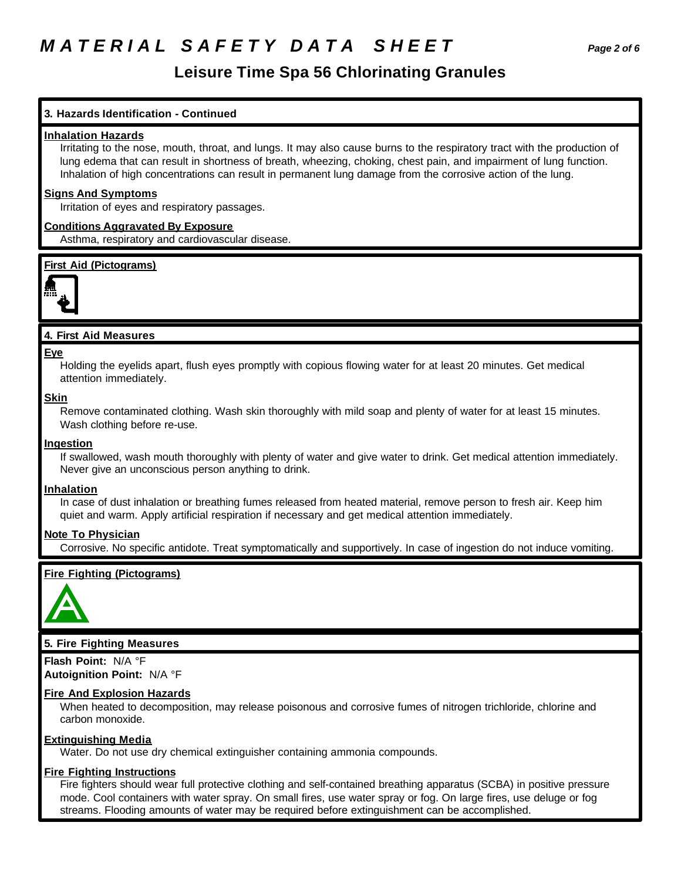## Leisure Time Spa 56 Chlorinating Granules

### 3. Hazards Identification - Continued

**Inhalation Hazards**

Irritating to the nose, mouth, throat, and lungs. It may also cause burns to the respiratory tract with the production of lung edema that can result in shortness of breath, wheezing, choking, chest pain, and impairment of lung function. Inhalation of high concentrations can result in permanent lung damage from the corrosive action of the lung.

**Signs And Symptoms**

Irritation of eyes and respiratory passages.

**Conditions Aggravated By Exposure**

Asthma, respiratory and cardiovascular disease.

**First Aid (Pictograms)**

### 4. First Aid Measures

**Eye**

Holding the eyelids apart, flush eyes promptly with copious flowing water for at least 20 minutes. Get medical attention immediately.

**Skin**

Remove contaminated clothing. Wash skin thoroughly with mild soap and plenty of water for at least 15 minutes. Wash clothing before re-use.

**Ingestion**

If swallowed, wash mouth thoroughly with plenty of water and give water to drink. Get medical attention immediately. Never give an unconscious person anything to drink.

**Inhalation**

In case of dust inhalation or breathing fumes released from heated material, remove person to fresh air. Keep him quiet and warm. Apply artificial respiration if necessary and get medical attention immediately.

**Note To Physician**

Corrosive. No specific antidote. Treat symptomatically and supportively. In case of ingestion do not induce vomiting.

**Fire Fighting (Pictograms)**

### 5. Fire Fighting Measures

**Flash Point:** N/A °F
**Autoignition Point:** N/A °F

**Fire And Explosion Hazards**

When heated to decomposition, may release poisonous and corrosive fumes of nitrogen trichloride, chlorine and carbon monoxide.

**Extinguishing Media**

Water. Do not use dry chemical extinguisher containing ammonia compounds.

**Fire Fighting Instructions**

Fire fighters should wear full protective clothing and self-contained breathing apparatus (SCBA) in positive pressure mode. Cool containers with water spray. On small fires, use water spray or fog. On large fires, use deluge or fog streams. Flooding amounts of water may be required before extinguishment can be accomplished.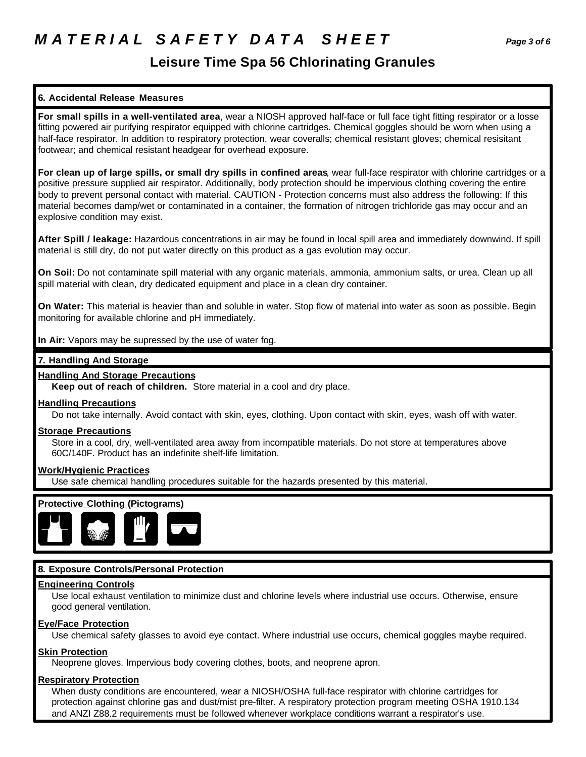# MATERIAL SAFETY DATA SHEET

## Leisure Time Spa 56 Chlorinating Granules

### 6. Accidental Release Measures

**For small spills in a well-ventilated area**, wear a NIOSH approved half-face or full face tight fitting respirator or a losse fitting powered air purifying respirator equipped with chlorine cartridges. Chemical goggles should be worn when using a half-face respirator. In addition to respiratory protection, wear coveralls; chemical resistant gloves; chemical resisitant footwear; and chemical resistant headgear for overhead exposure.

**For clean up of large spills, or small dry spills in confined areas**, wear full-face respirator with chlorine cartridges or a positive pressure supplied air respirator. Additionally, body protection should be impervious clothing covering the entire body to prevent personal contact with material. CAUTION - Protection concerns must also address the following: If this material becomes damp/wet or contaminated in a container, the formation of nitrogen trichloride gas may occur and an explosive condition may exist.

**After Spill / leakage:** Hazardous concentrations in air may be found in local spill area and immediately downwind. If spill material is still dry, do not put water directly on this product as a gas evolution may occur.

**On Soil:** Do not contaminate spill material with any organic materials, ammonia, ammonium salts, or urea. Clean up all spill material with clean, dry dedicated equipment and place in a clean dry container.

**On Water:** This material is heavier than and soluble in water. Stop flow of material into water as soon as possible. Begin monitoring for available chlorine and pH immediately.

**In Air:** Vapors may be supressed by the use of water fog.

### 7. Handling And Storage

**Handling And Storage Precautions**

**Keep out of reach of children.** Store material in a cool and dry place.

**Handling Precautions**

Do not take internally. Avoid contact with skin, eyes, clothing. Upon contact with skin, eyes, wash off with water.

**Storage Precautions**

Store in a cool, dry, well-ventilated area away from incompatible materials. Do not store at temperatures above 60C/140F. Product has an indefinite shelf-life limitation.

**Work/Hygienic Practices**

Use safe chemical handling procedures suitable for the hazards presented by this material.

**Protective Clothing (Pictograms)**

### 8. Exposure Controls/Personal Protection

**Engineering Controls**

Use local exhaust ventilation to minimize dust and chlorine levels where industrial use occurs. Otherwise, ensure good general ventilation.

**Eye/Face Protection**

Use chemical safety glasses to avoid eye contact. Where industrial use occurs, chemical goggles maybe required.

**Skin Protection**

Neoprene gloves. Impervious body covering clothes, boots, and neoprene apron.

**Respiratory Protection**

When dusty conditions are encountered, wear a NIOSH/OSHA full-face respirator with chlorine cartridges for protection against chlorine gas and dust/mist pre-filter. A respiratory protection program meeting OSHA 1910.134 and ANZI Z88.2 requirements must be followed whenever workplace conditions warrant a respirator's use.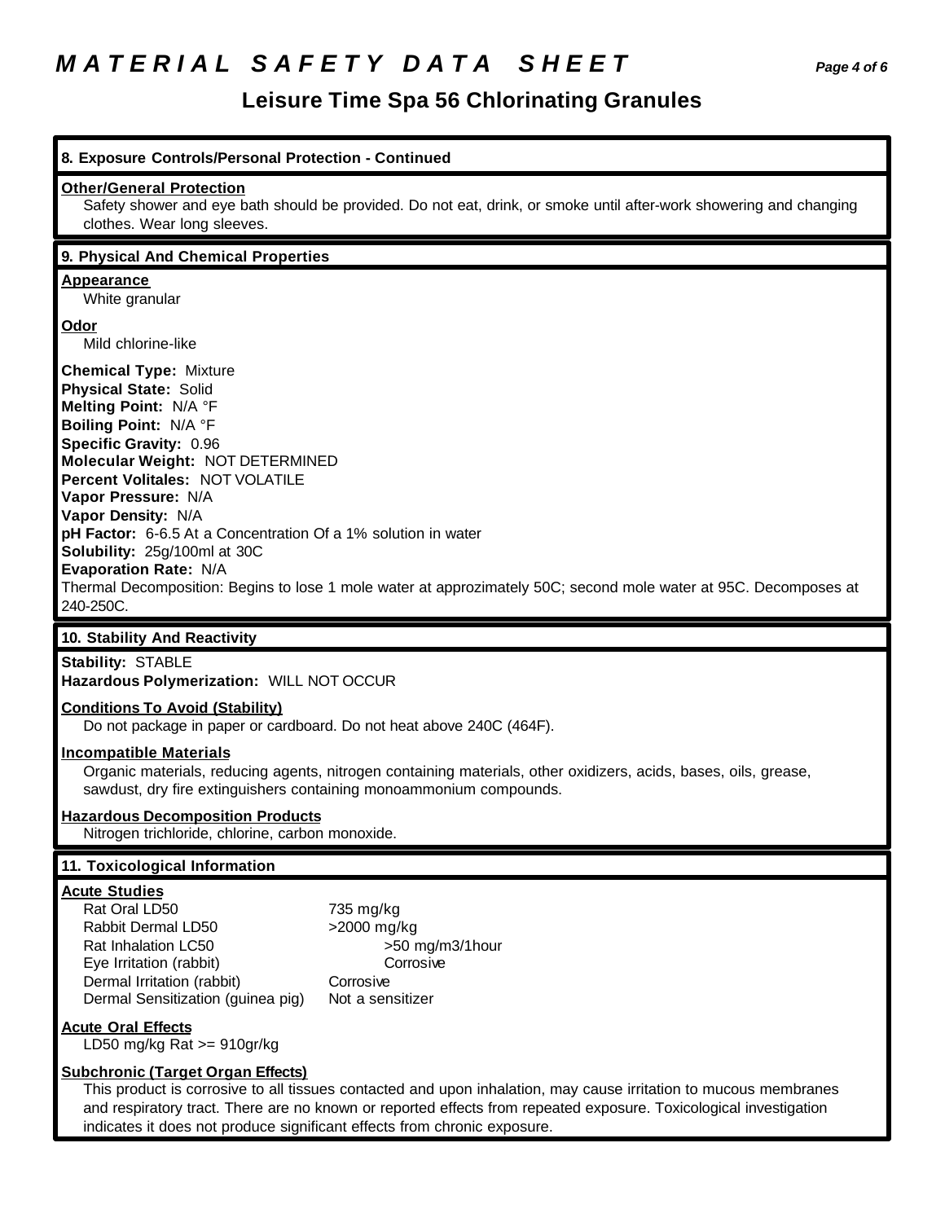# MATERIAL SAFETY DATA SHEET

## Leisure Time Spa 56 Chlorinating Granules

### 8. Exposure Controls/Personal Protection - Continued

**Other/General Protection**

Safety shower and eye bath should be provided. Do not eat, drink, or smoke until after-work showering and changing clothes. Wear long sleeves.

### 9. Physical And Chemical Properties

**Appearance**

White granular

**Odor**

Mild chlorine-like

**Chemical Type:** Mixture
**Physical State:** Solid
**Melting Point:** N/A °F
**Boiling Point:** N/A °F
**Specific Gravity:** 0.96
**Molecular Weight:** NOT DETERMINED
**Percent Volitales:** NOT VOLATILE
**Vapor Pressure:** N/A
**Vapor Density:** N/A
**pH Factor:** 6-6.5 At a Concentration Of a 1% solution in water
**Solubility:** 25g/100ml at 30C
**Evaporation Rate:** N/A
Thermal Decomposition: Begins to lose 1 mole water at approzimately 50C; second mole water at 95C. Decomposes at 240-250C.

### 10. Stability And Reactivity

**Stability:** STABLE
**Hazardous Polymerization:** WILL NOT OCCUR

**Conditions To Avoid (Stability)**

Do not package in paper or cardboard. Do not heat above 240C (464F).

**Incompatible Materials**

Organic materials, reducing agents, nitrogen containing materials, other oxidizers, acids, bases, oils, grease, sawdust, dry fire extinguishers containing monoammonium compounds.

**Hazardous Decomposition Products**

Nitrogen trichloride, chlorine, carbon monoxide.

### 11. Toxicological Information

**Acute Studies**

| | |
|---|---|
| Rat Oral LD50 | 735 mg/kg |
| Rabbit Dermal LD50 | >2000 mg/kg |
| Rat Inhalation LC50 | >50 mg/m3/1hour |
| Eye Irritation (rabbit) | Corrosive |
| Dermal Irritation (rabbit) | Corrosive |
| Dermal Sensitization (guinea pig) | Not a sensitizer |

**Acute Oral Effects**

LD50 mg/kg Rat >= 910gr/kg

**Subchronic (Target Organ Effects)**

This product is corrosive to all tissues contacted and upon inhalation, may cause irritation to mucous membranes and respiratory tract. There are no known or reported effects from repeated exposure. Toxicological investigation indicates it does not produce significant effects from chronic exposure.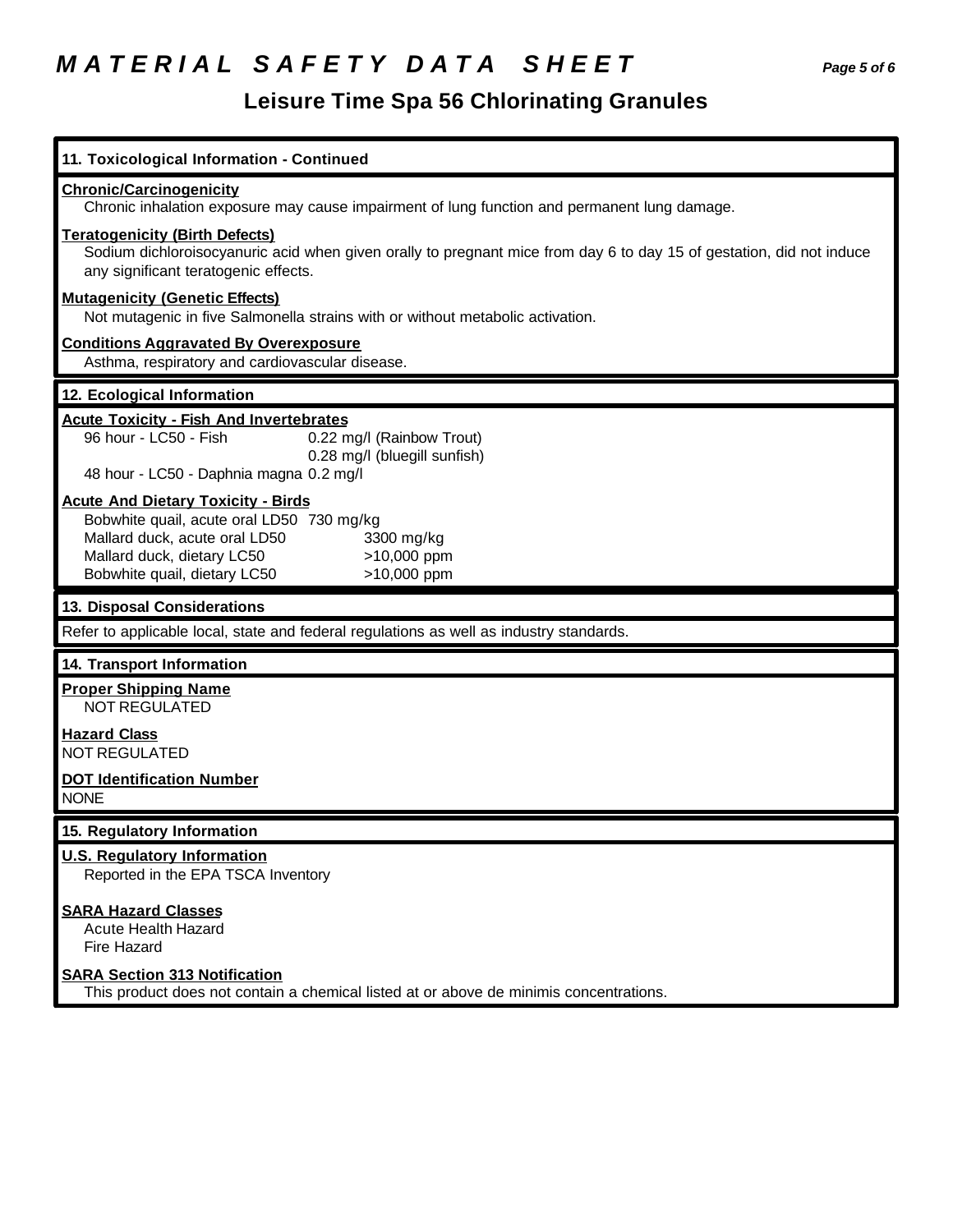# MATERIAL SAFETY DATA SHEET

## Leisure Time Spa 56 Chlorinating Granules

### 11. Toxicological Information - Continued

**Chronic/Carcinogenicity**

Chronic inhalation exposure may cause impairment of lung function and permanent lung damage.

**Teratogenicity (Birth Defects)**

Sodium dichloroisocyanuric acid when given orally to pregnant mice from day 6 to day 15 of gestation, did not induce any significant teratogenic effects.

**Mutagenicity (Genetic Effects)**

Not mutagenic in five Salmonella strains with or without metabolic activation.

**Conditions Aggravated By Overexposure**

Asthma, respiratory and cardiovascular disease.

### 12. Ecological Information

**Acute Toxicity - Fish And Invertebrates**

| | |
|---|---|
| 96 hour - LC50 - Fish | 0.22 mg/l (Rainbow Trout) |
| | 0.28 mg/l (bluegill sunfish) |
| 48 hour - LC50 - Daphnia magna | 0.2 mg/l |

**Acute And Dietary Toxicity - Birds**

| | |
|---|---|
| Bobwhite quail, acute oral LD50 | 730 mg/kg |
| Mallard duck, acute oral LD50 | 3300 mg/kg |
| Mallard duck, dietary LC50 | >10,000 ppm |
| Bobwhite quail, dietary LC50 | >10,000 ppm |

### 13. Disposal Considerations

Refer to applicable local, state and federal regulations as well as industry standards.

### 14. Transport Information

**Proper Shipping Name**

NOT REGULATED

**Hazard Class**

NOT REGULATED

**DOT Identification Number**

NONE

### 15. Regulatory Information

**U.S. Regulatory Information**

Reported in the EPA TSCA Inventory

**SARA Hazard Classes**

Acute Health Hazard
Fire Hazard

**SARA Section 313 Notification**

This product does not contain a chemical listed at or above de minimis concentrations.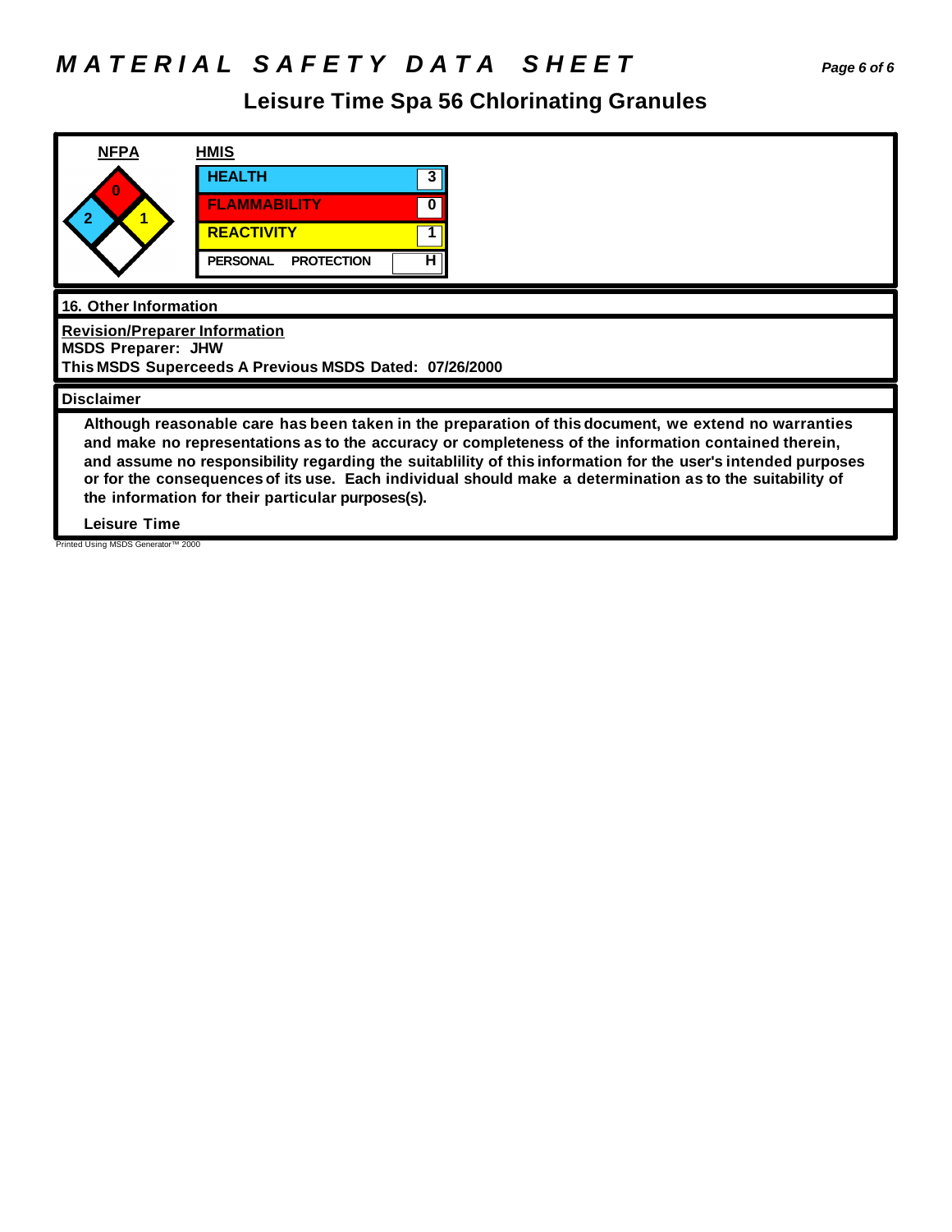# MATERIAL SAFETY DATA SHEET

## Leisure Time Spa 56 Chlorinating Granules

**NFPA**

0

2 1

**HMIS**

| | |
|---|---|
| HEALTH | 3 |
| FLAMMABILITY | 0 |
| REACTIVITY | 1 |
| PERSONAL PROTECTION | H |

### 16. Other Information

**Revision/Preparer Information**

**MSDS Preparer: JHW**

**This MSDS Superceeds A Previous MSDS Dated: 07/26/2000**

### Disclaimer

**Although reasonable care has been taken in the preparation of this document, we extend no warranties and make no representations as to the accuracy or completeness of the information contained therein, and assume no responsibility regarding the suitablility of this information for the user's intended purposes or for the consequences of its use. Each individual should make a determination as to the suitability of the information for their particular purposes(s).**

**Leisure Time**

Printed Using MSDS Generator™ 2000